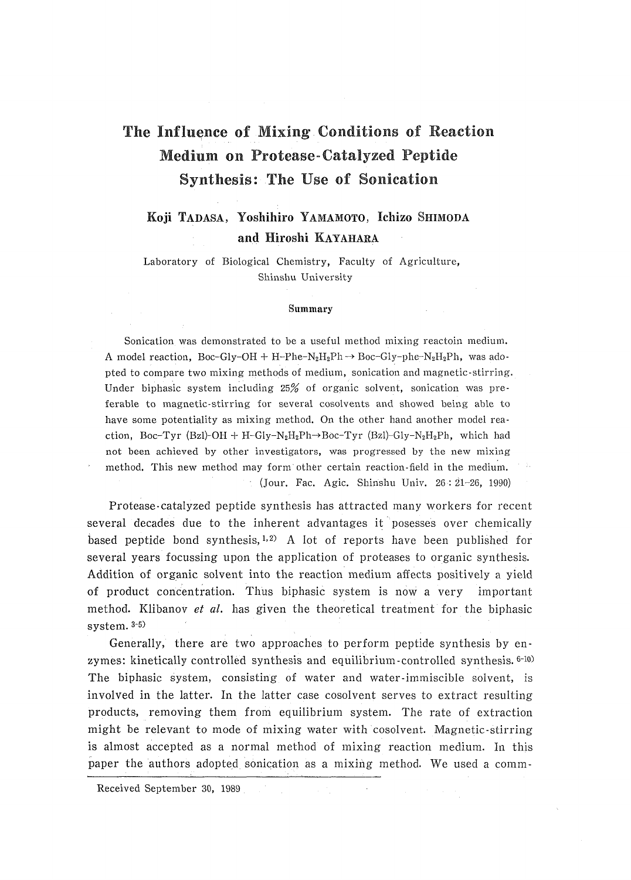# The Influence of Mixing Conditions of Reaction Medium on Protease-Catalyzed Peptide Synthesis: The Use of Sonication

**Koji TADASA, Yoshihiro YAMAMOTO, Ichizo SHIMODA and Hiroshi KAYAHARA**

Laboratory of Biological Chemistry, Faculty of Agriculture, Shinshu University

### Summary

Sonication was demonstrated to be a useful method mixing reactoin medium. A model reaction, Boc-Gly-OH + H-Phe-$N_2H_2Ph$ → Boc-Gly-phe-$N_2H_2Ph$, was adopted to compare two mixing methods of medium, sonication and magnetic-stirring. Under biphasic system including 25% of organic solvent, sonication was preferable to magnetic-stirring for several cosolvents and showed being able to have some potentiality as mixing method. On the other hand another model reaction, Boc-Tyr (Bzl)-OH + H-Gly-$N_2H_2Ph$→Boc-Tyr (Bzl)-Gly-$N_2H_2Ph$, which had not been achieved by other investigators, was progressed by the new mixing method. This new method may form other certain reaction-field in the medium.

(Jour. Fac. Agic. Shinshu Univ. 26 : 21–26, 1990)

Protease-catalyzed peptide synthesis has attracted many workers for recent several decades due to the inherent advantages it posesses over chemically based peptide bond synthesis,[1,2] A lot of reports have been published for several years focussing upon the application of proteases to organic synthesis. Addition of organic solvent into the reaction medium affects positively a yield of product concentration. Thus biphasic system is now a very important method. Klibanov *et al.* has given the theoretical treatment for the biphasic system.[3-5]

Generally, there are two approaches to perform peptide synthesis by enzymes: kinetically controlled synthesis and equilibrium-controlled synthesis.[6-10] The biphasic system, consisting of water and water-immiscible solvent, is involved in the latter. In the latter case cosolvent serves to extract resulting products, removing them from equilibrium system. The rate of extraction might be relevant to mode of mixing water with cosolvent. Magnetic-stirring is almost accepted as a normal method of mixing reaction medium. In this paper the authors adopted sonication as a mixing method. We used a comm-

Received September 30, 1989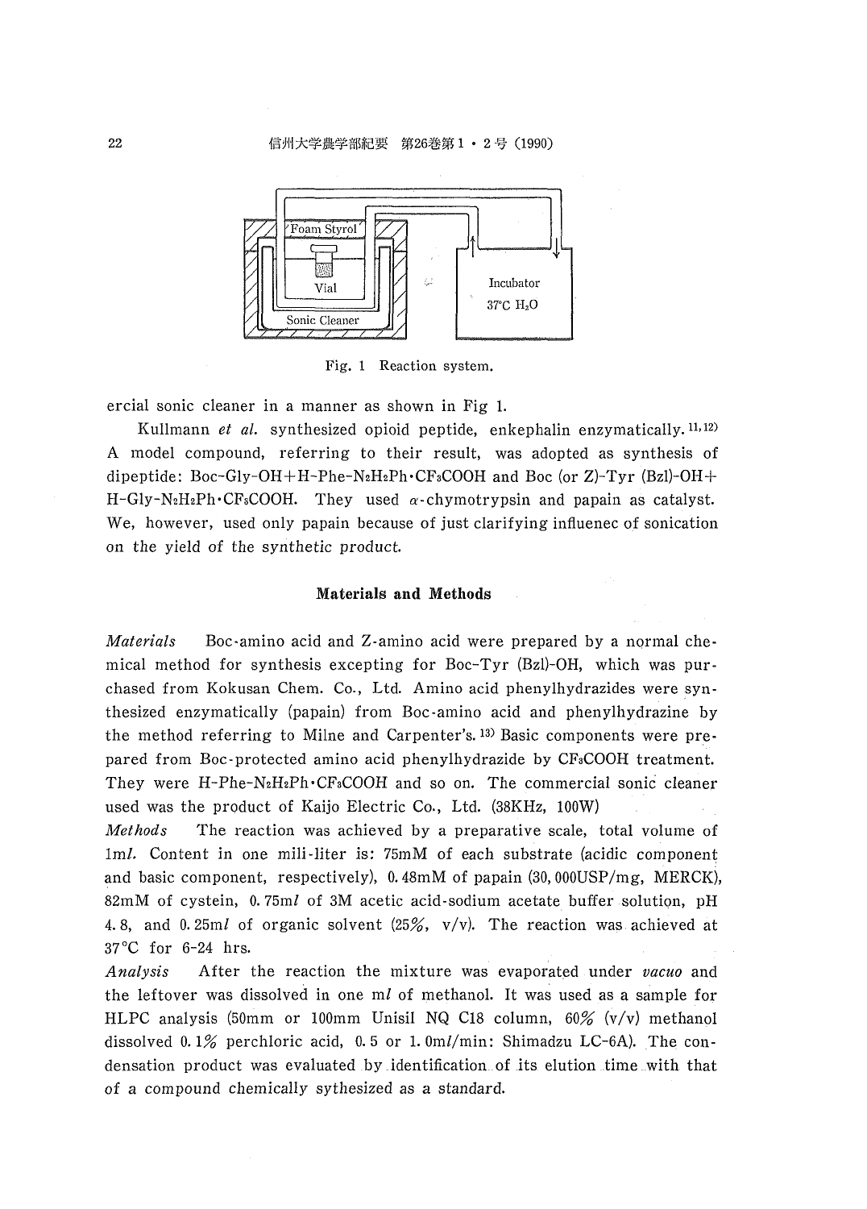Fig. 1 Reaction system.

ercial sonic cleaner in a manner as shown in Fig 1.

Kullmann *et al.* synthesized opioid peptide, enkephalin enzymatically.[11,12] A model compound, referring to their result, was adopted as synthesis of dipeptide: Boc-Gly-OH+H-Phe-$N_2H_2$Ph·$CF_3$COOH and Boc (or Z)-Tyr (Bzl)-OH+H-Gly-$N_2H_2$Ph·$CF_3$COOH. They used $\alpha$-chymotrypsin and papain as catalyst. We, however, used only papain because of just clarifying influenec of sonication on the yield of the synthetic product.

## Materials and Methods

*Materials* Boc-amino acid and Z-amino acid were prepared by a normal chemical method for synthesis excepting for Boc-Tyr (Bzl)-OH, which was purchased from Kokusan Chem. Co., Ltd. Amino acid phenylhydrazides were synthesized enzymatically (papain) from Boc-amino acid and phenylhydrazine by the method referring to Milne and Carpenter's.[13] Basic components were prepared from Boc-protected amino acid phenylhydrazide by $CF_3$COOH treatment. They were H-Phe-$N_2H_2$Ph·$CF_3$COOH and so on. The commercial sonic cleaner used was the product of Kaijo Electric Co., Ltd. (38KHz, 100W)

*Methods* The reaction was achieved by a preparative scale, total volume of 1m*l*. Content in one mili-liter is: 75mM of each substrate (acidic component and basic component, respectively), 0.48mM of papain (30,000USP/mg, MERCK), 82mM of cystein, 0.75m*l* of 3M acetic acid-sodium acetate buffer solution, pH 4.8, and 0.25m*l* of organic solvent (25%, v/v). The reaction was achieved at 37°C for 6-24 hrs.

*Analysis* After the reaction the mixture was evaporated under *vacuo* and the leftover was dissolved in one m*l* of methanol. It was used as a sample for HLPC analysis (50mm or 100mm Unisil NQ C18 column, 60% (v/v) methanol dissolved 0.1% perchloric acid, 0.5 or 1.0m*l*/min: Shimadzu LC-6A). The condensation product was evaluated by identification of its elution time with that of a compound chemically sythesized as a standard.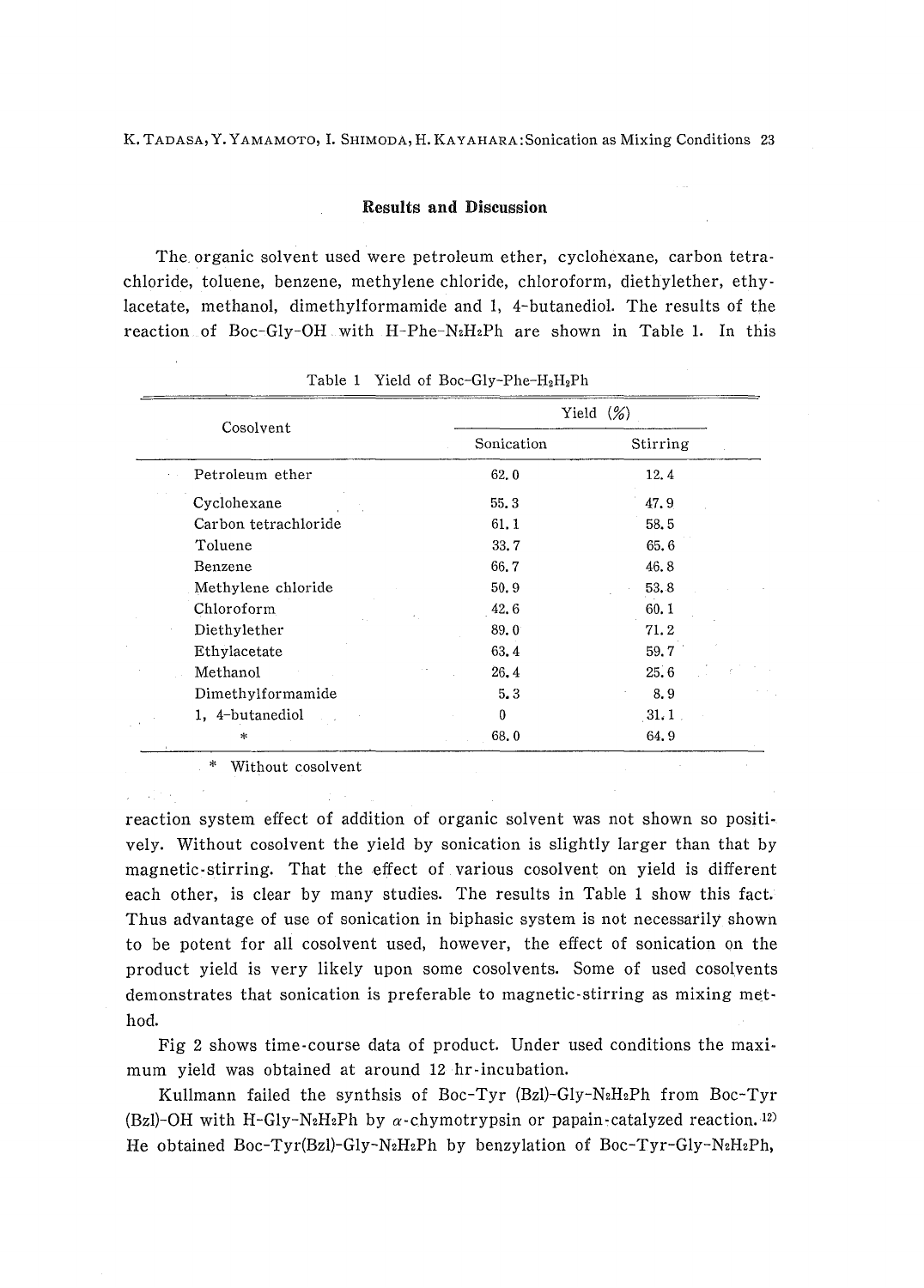## Results and Discussion

The organic solvent used were petroleum ether, cyclohexane, carbon tetrachloride, toluene, benzene, methylene chloride, chloroform, diethylether, ethylacetate, methanol, dimethylformamide and 1, 4-butanediol. The results of the reaction of Boc-Gly-OH with H-Phe-$N_2H_2$Ph are shown in Table 1. In this reaction system effect of addition of organic solvent was not shown so positively. Without cosolvent the yield by sonication is slightly larger than that by magnetic-stirring. That the effect of various cosolvent on yield is different each other, is clear by many studies. The results in Table 1 show this fact. Thus advantage of use of sonication in biphasic system is not necessarily shown to be potent for all cosolvent used, however, the effect of sonication on the product yield is very likely upon some cosolvents. Some of used cosolvents demonstrates that sonication is preferable to magnetic-stirring as mixing method.

Table 1 Yield of Boc-Gly-Phe-$H_2H_2$Ph

| Cosolvent | Yield (%) | |
|---|---|---|
| | Sonication | Stirring |
| Petroleum ether | 62.0 | 12.4 |
| Cyclohexane | 55.3 | 47.9 |
| Carbon tetrachloride | 61.1 | 58.5 |
| Toluene | 33.7 | 65.6 |
| Benzene | 66.7 | 46.8 |
| Methylene chloride | 50.9 | 53.8 |
| Chloroform | 42.6 | 60.1 |
| Diethylether | 89.0 | 71.2 |
| Ethylacetate | 63.4 | 59.7 |
| Methanol | 26.4 | 25.6 |
| Dimethylformamide | 5.3 | 8.9 |
| 1, 4-butanediol | 0 | 31.1 |
| * | 68.0 | 64.9 |

\* Without cosolvent

Fig 2 shows time-course data of product. Under used conditions the maximum yield was obtained at around 12 hr-incubation.

Kullmann failed the synthsis of Boc-Tyr (Bzl)-Gly-$N_2H_2$Ph from Boc-Tyr (Bzl)-OH with H-Gly-$N_2H_2$Ph by $\alpha$-chymotrypsin or papain-catalyzed reaction.[12] He obtained Boc-Tyr(Bzl)-Gly-$N_2H_2$Ph by benzylation of Boc-Tyr-Gly-$N_2H_2$Ph,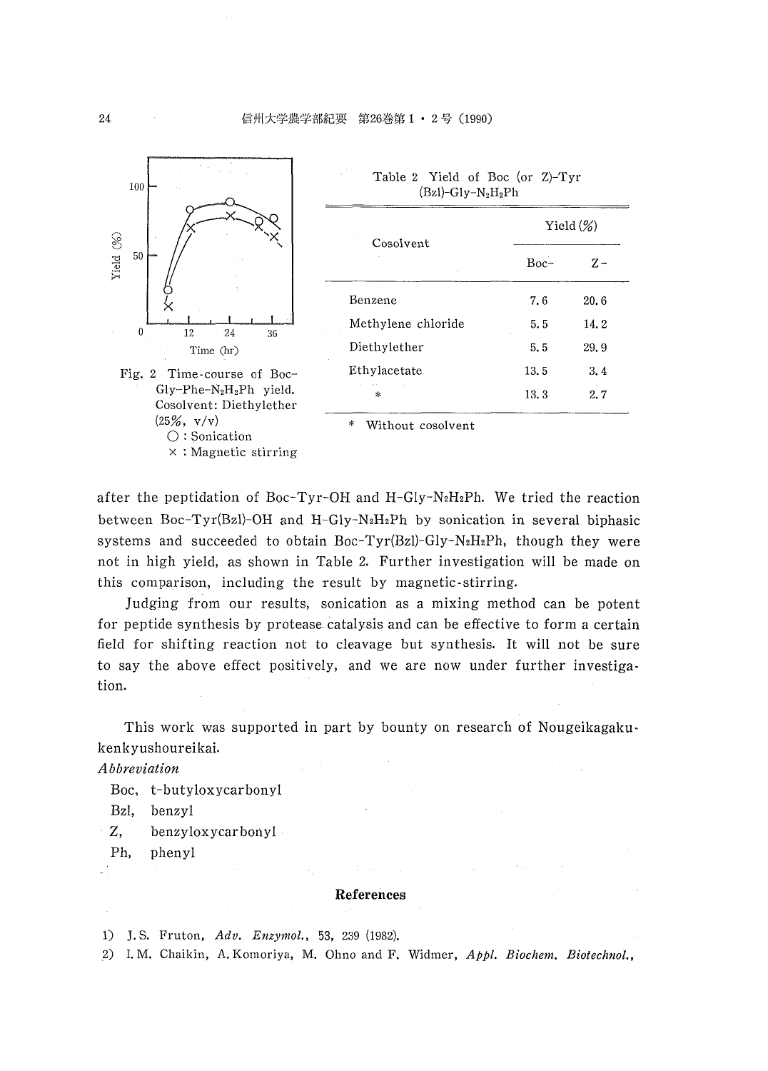Fig. 2 Time-course of Boc-Gly-Phe-$N_2H_2Ph$ yield. Cosolvent: Diethylether (25%, v/v)
○ : Sonication
× : Magnetic stirring

Table 2 Yield of Boc (or Z)-Tyr(Bzl)-Gly-$N_2H_2Ph$

| Cosolvent | Yield (%) | |
|---|---|---|
| | Boc- | Z- |
| Benzene | 7.6 | 20.6 |
| Methylene chloride | 5.5 | 14.2 |
| Diethylether | 5.5 | 29.9 |
| Ethylacetate | 13.5 | 3.4 |
| * | 13.3 | 2.7 |

* Without cosolvent

after the peptidation of Boc-Tyr-OH and H-Gly-$N_2H_2Ph$. We tried the reaction between Boc-Tyr(Bzl)-OH and H-Gly-$N_2H_2Ph$ by sonication in several biphasic systems and succeeded to obtain Boc-Tyr(Bzl)-Gly-$N_2H_2Ph$, though they were not in high yield, as shown in Table 2. Further investigation will be made on this comparison, including the result by magnetic-stirring.

Judging from our results, sonication as a mixing method can be potent for peptide synthesis by protease catalysis and can be effective to form a certain field for shifting reaction not to cleavage but synthesis. It will not be sure to say the above effect positively, and we are now under further investigation.

This work was supported in part by bounty on research of Nougeikagaku-kenkyushoureikai.

*Abbreviation*

Boc, t-butyloxycarbonyl
Bzl, benzyl
Z, benzyloxycarbonyl
Ph, phenyl

## References

1) J. S. Fruton, *Adv. Enzymol.*, 53, 239 (1982).
2) I. M. Chaikin, A. Komoriya, M. Ohno and F. Widmer, *Appl. Biochem. Biotechnol.*,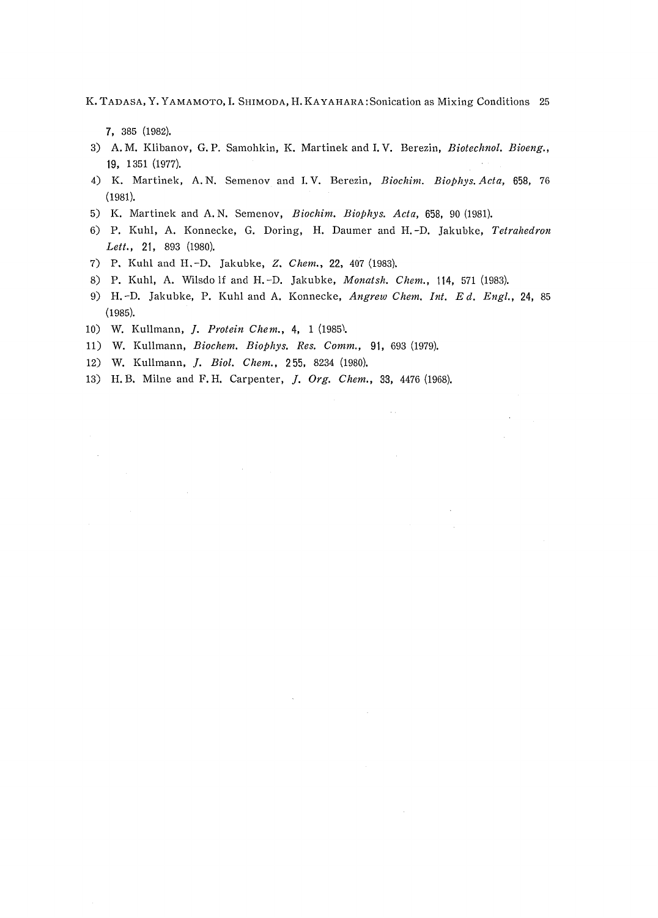7, 385 (1982).

3) A. M. Klibanov, G. P. Samohkin, K. Martinek and I. V. Berezin, *Biotechnol. Bioeng.*, **19**, 1351 (1977).

4) K. Martinek, A. N. Semenov and I. V. Berezin, *Biochim. Biophys. Acta*, **658**, 76 (1981).

5) K. Martinek and A. N. Semenov, *Biochim. Biophys. Acta*, **658**, 90 (1981).

6) P. Kuhl, A. Konnecke, G. Doring, H. Daumer and H.-D. Jakubke, *Tetrahedron Lett.*, **21**, 893 (1980).

7) P. Kuhl and H.-D. Jakubke, *Z. Chem.*, **22**, 407 (1983).

8) P. Kuhl, A. Wilsdo lf and H.-D. Jakubke, *Monatsh. Chem.*, **114**, 571 (1983).

9) H.-D. Jakubke, P. Kuhl and A. Konnecke, *Angrew Chem. Int. Ed. Engl.*, **24**, 85 (1985).

10) W. Kullmann, *J. Protein Chem.*, **4**, 1 (1985).

11) W. Kullmann, *Biochem. Biophys. Res. Comm.*, **91**, 693 (1979).

12) W. Kullmann, *J. Biol. Chem.*, **255**, 8234 (1980).

13) H. B. Milne and F. H. Carpenter, *J. Org. Chem.*, **33**, 4476 (1968).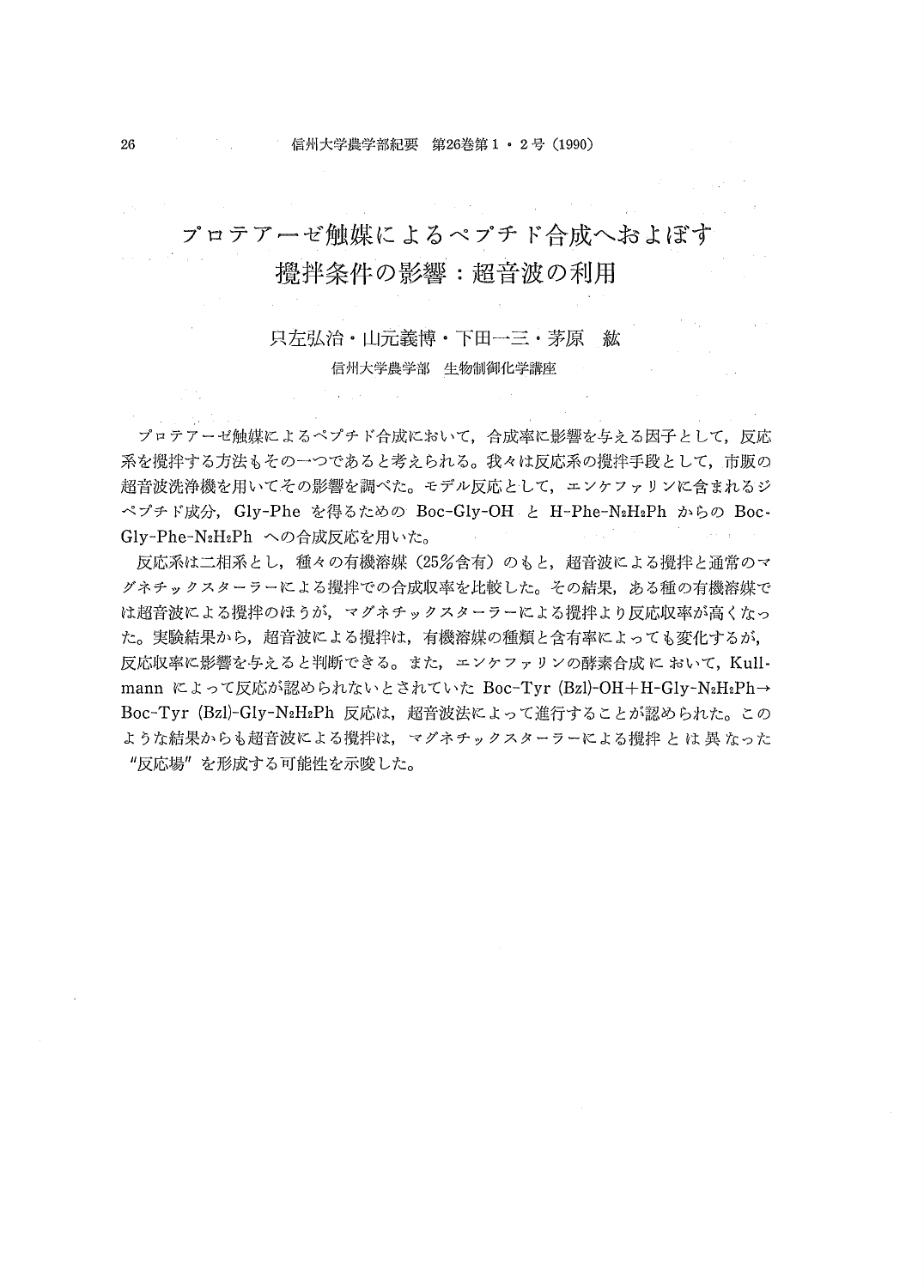# プロテアーゼ触媒によるペプチド合成へおよぼす撹拌条件の影響：超音波の利用

只左弘治・山元義博・下田一三・茅原　紘

信州大学農学部　生物制御化学講座

プロテアーゼ触媒によるペプチド合成において，合成率に影響を与える因子として，反応系を撹拌する方法もその一つであると考えられる。我々は反応系の撹拌手段として，市販の超音波洗浄機を用いてその影響を調べた。モデル反応として，エンケファリンに含まれるジペプチド成分，Gly-Phe を得るための Boc-Gly-OH と H-Phe-$N_2H_2Ph$ からの Boc-Gly-Phe-$N_2H_2Ph$ への合成反応を用いた。

反応系は二相系とし，種々の有機溶媒（25％含有）のもと，超音波による撹拌と通常のマグネチックスターラーによる撹拌での合成収率を比較した。その結果，ある種の有機溶媒では超音波による撹拌のほうが，マグネチックスターラーによる撹拌より反応収率が高くなった。実験結果から，超音波による撹拌は，有機溶媒の種類と含有率によっても変化するが，反応収率に影響を与えると判断できる。また，エンケファリンの酵素合成において，Kullmann によって反応が認められないとされていた Boc-Tyr (Bzl)-OH＋H-Gly-$N_2H_2Ph$→Boc-Tyr (Bzl)-Gly-$N_2H_2Ph$ 反応は，超音波法によって進行することが認められた。このような結果からも超音波による撹拌は，マグネチックスターラーによる撹拌とは異なった"反応場"を形成する可能性を示唆した。